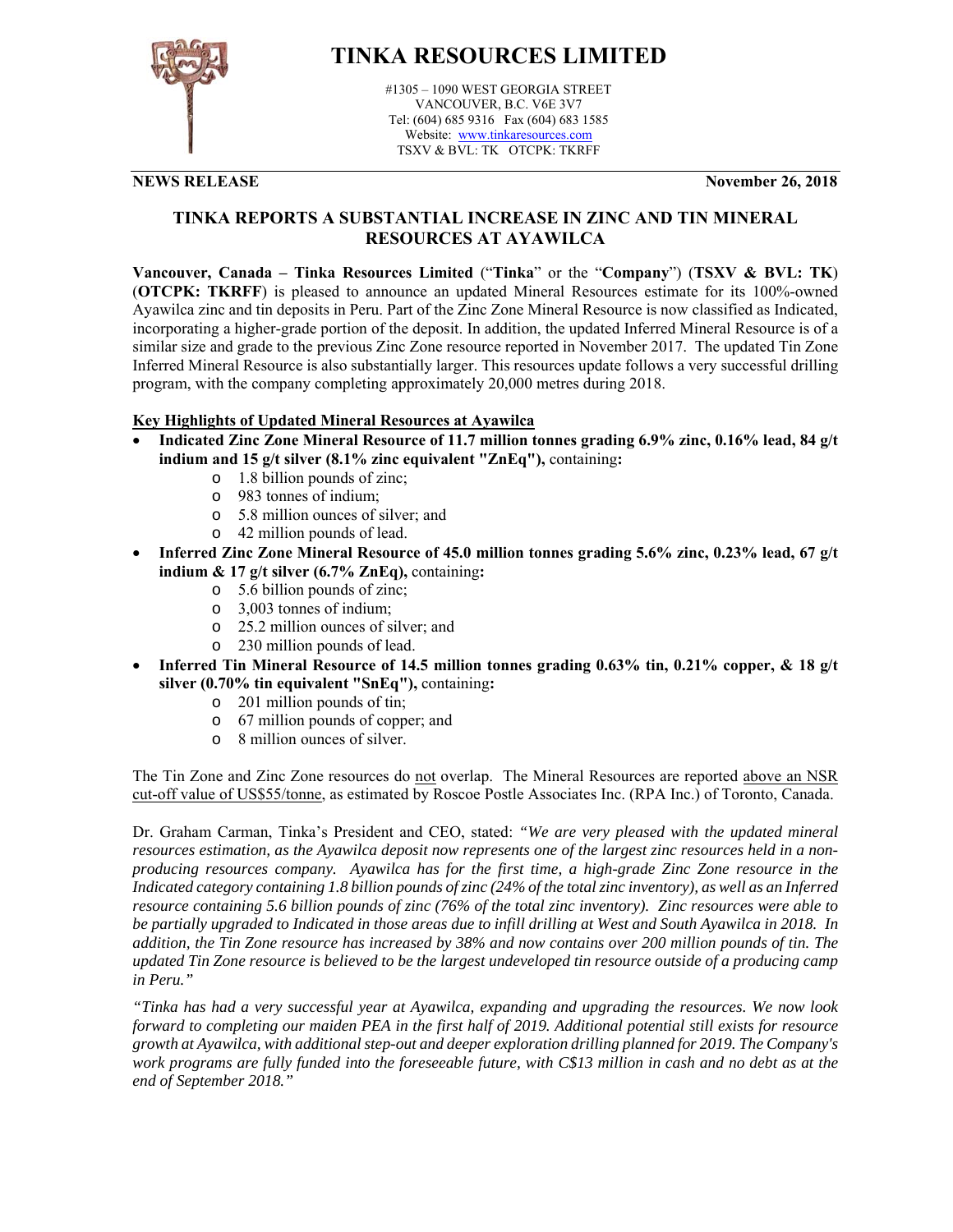# TINKA RESOURCES LIMITED

#1305 – 1090 WEST GEORGIA STREET
VANCOUVER, B.C. V6E 3V7
Tel: (604) 685 9316 Fax (604) 683 1585
Website: www.tinkaresources.com
TSXV & BVL: TK OTCPK: TKRFF

**NEWS RELEASE** **November 26, 2018**

## TINKA REPORTS A SUBSTANTIAL INCREASE IN ZINC AND TIN MINERAL RESOURCES AT AYAWILCA

**Vancouver, Canada – Tinka Resources Limited** ("**Tinka**" or the "**Company**") (**TSXV & BVL: TK**) (**OTCPK: TKRFF**) is pleased to announce an updated Mineral Resources estimate for its 100%-owned Ayawilca zinc and tin deposits in Peru. Part of the Zinc Zone Mineral Resource is now classified as Indicated, incorporating a higher-grade portion of the deposit. In addition, the updated Inferred Mineral Resource is of a similar size and grade to the previous Zinc Zone resource reported in November 2017. The updated Tin Zone Inferred Mineral Resource is also substantially larger. This resources update follows a very successful drilling program, with the company completing approximately 20,000 metres during 2018.

**Key Highlights of Updated Mineral Resources at Ayawilca**

- **Indicated Zinc Zone Mineral Resource of 11.7 million tonnes grading 6.9% zinc, 0.16% lead, 84 g/t indium and 15 g/t silver (8.1% zinc equivalent "ZnEq"),** containing**:**
  - 1.8 billion pounds of zinc;
  - 983 tonnes of indium;
  - 5.8 million ounces of silver; and
  - 42 million pounds of lead.
- **Inferred Zinc Zone Mineral Resource of 45.0 million tonnes grading 5.6% zinc, 0.23% lead, 67 g/t indium & 17 g/t silver (6.7% ZnEq),** containing**:**
  - 5.6 billion pounds of zinc;
  - 3,003 tonnes of indium;
  - 25.2 million ounces of silver; and
  - 230 million pounds of lead.
- **Inferred Tin Mineral Resource of 14.5 million tonnes grading 0.63% tin, 0.21% copper, & 18 g/t silver (0.70% tin equivalent "SnEq"),** containing**:**
  - 201 million pounds of tin;
  - 67 million pounds of copper; and
  - 8 million ounces of silver.

The Tin Zone and Zinc Zone resources do not overlap. The Mineral Resources are reported above an NSR cut-off value of US$55/tonne, as estimated by Roscoe Postle Associates Inc. (RPA Inc.) of Toronto, Canada.

Dr. Graham Carman, Tinka's President and CEO, stated: *"We are very pleased with the updated mineral resources estimation, as the Ayawilca deposit now represents one of the largest zinc resources held in a non-producing resources company. Ayawilca has for the first time, a high-grade Zinc Zone resource in the Indicated category containing 1.8 billion pounds of zinc (24% of the total zinc inventory), as well as an Inferred resource containing 5.6 billion pounds of zinc (76% of the total zinc inventory). Zinc resources were able to be partially upgraded to Indicated in those areas due to infill drilling at West and South Ayawilca in 2018. In addition, the Tin Zone resource has increased by 38% and now contains over 200 million pounds of tin. The updated Tin Zone resource is believed to be the largest undeveloped tin resource outside of a producing camp in Peru."*

*"Tinka has had a very successful year at Ayawilca, expanding and upgrading the resources. We now look forward to completing our maiden PEA in the first half of 2019. Additional potential still exists for resource growth at Ayawilca, with additional step-out and deeper exploration drilling planned for 2019. The Company's work programs are fully funded into the foreseeable future, with C$13 million in cash and no debt as at the end of September 2018."*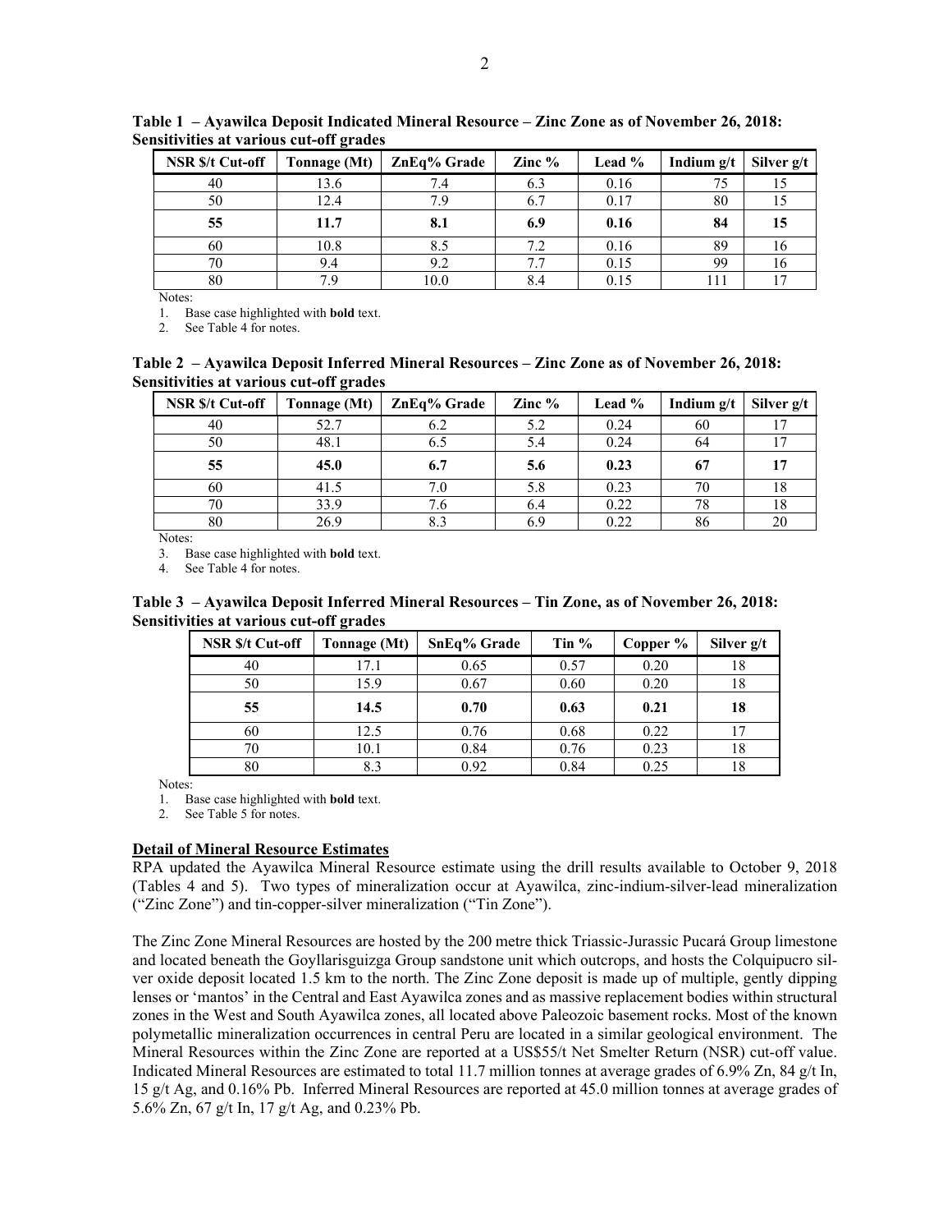**Table 1 – Ayawilca Deposit Indicated Mineral Resource – Zinc Zone as of November 26, 2018: Sensitivities at various cut-off grades**

| NSR $/t Cut-off | Tonnage (Mt) | ZnEq% Grade | Zinc % | Lead % | Indium g/t | Silver g/t |
|---|---|---|---|---|---|---|
| 40 | 13.6 | 7.4 | 6.3 | 0.16 | 75 | 15 |
| 50 | 12.4 | 7.9 | 6.7 | 0.17 | 80 | 15 |
| **55** | **11.7** | **8.1** | **6.9** | **0.16** | **84** | **15** |
| 60 | 10.8 | 8.5 | 7.2 | 0.16 | 89 | 16 |
| 70 | 9.4 | 9.2 | 7.7 | 0.15 | 99 | 16 |
| 80 | 7.9 | 10.0 | 8.4 | 0.15 | 111 | 17 |

Notes:

1. Base case highlighted with **bold** text.
2. See Table 4 for notes.

**Table 2 – Ayawilca Deposit Inferred Mineral Resources – Zinc Zone as of November 26, 2018: Sensitivities at various cut-off grades**

| NSR $/t Cut-off | Tonnage (Mt) | ZnEq% Grade | Zinc % | Lead % | Indium g/t | Silver g/t |
|---|---|---|---|---|---|---|
| 40 | 52.7 | 6.2 | 5.2 | 0.24 | 60 | 17 |
| 50 | 48.1 | 6.5 | 5.4 | 0.24 | 64 | 17 |
| **55** | **45.0** | **6.7** | **5.6** | **0.23** | **67** | **17** |
| 60 | 41.5 | 7.0 | 5.8 | 0.23 | 70 | 18 |
| 70 | 33.9 | 7.6 | 6.4 | 0.22 | 78 | 18 |
| 80 | 26.9 | 8.3 | 6.9 | 0.22 | 86 | 20 |

Notes:

3. Base case highlighted with **bold** text.
4. See Table 4 for notes.

**Table 3 – Ayawilca Deposit Inferred Mineral Resources – Tin Zone, as of November 26, 2018: Sensitivities at various cut-off grades**

| NSR $/t Cut-off | Tonnage (Mt) | SnEq% Grade | Tin % | Copper % | Silver g/t |
|---|---|---|---|---|---|
| 40 | 17.1 | 0.65 | 0.57 | 0.20 | 18 |
| 50 | 15.9 | 0.67 | 0.60 | 0.20 | 18 |
| **55** | **14.5** | **0.70** | **0.63** | **0.21** | **18** |
| 60 | 12.5 | 0.76 | 0.68 | 0.22 | 17 |
| 70 | 10.1 | 0.84 | 0.76 | 0.23 | 18 |
| 80 | 8.3 | 0.92 | 0.84 | 0.25 | 18 |

Notes:

1. Base case highlighted with **bold** text.
2. See Table 5 for notes.

**Detail of Mineral Resource Estimates**

RPA updated the Ayawilca Mineral Resource estimate using the drill results available to October 9, 2018 (Tables 4 and 5). Two types of mineralization occur at Ayawilca, zinc-indium-silver-lead mineralization ("Zinc Zone") and tin-copper-silver mineralization ("Tin Zone").

The Zinc Zone Mineral Resources are hosted by the 200 metre thick Triassic-Jurassic Pucará Group limestone and located beneath the Goyllarisguizga Group sandstone unit which outcrops, and hosts the Colquipucro silver oxide deposit located 1.5 km to the north. The Zinc Zone deposit is made up of multiple, gently dipping lenses or 'mantos' in the Central and East Ayawilca zones and as massive replacement bodies within structural zones in the West and South Ayawilca zones, all located above Paleozoic basement rocks. Most of the known polymetallic mineralization occurrences in central Peru are located in a similar geological environment. The Mineral Resources within the Zinc Zone are reported at a US$55/t Net Smelter Return (NSR) cut-off value. Indicated Mineral Resources are estimated to total 11.7 million tonnes at average grades of 6.9% Zn, 84 g/t In, 15 g/t Ag, and 0.16% Pb. Inferred Mineral Resources are reported at 45.0 million tonnes at average grades of 5.6% Zn, 67 g/t In, 17 g/t Ag, and 0.23% Pb.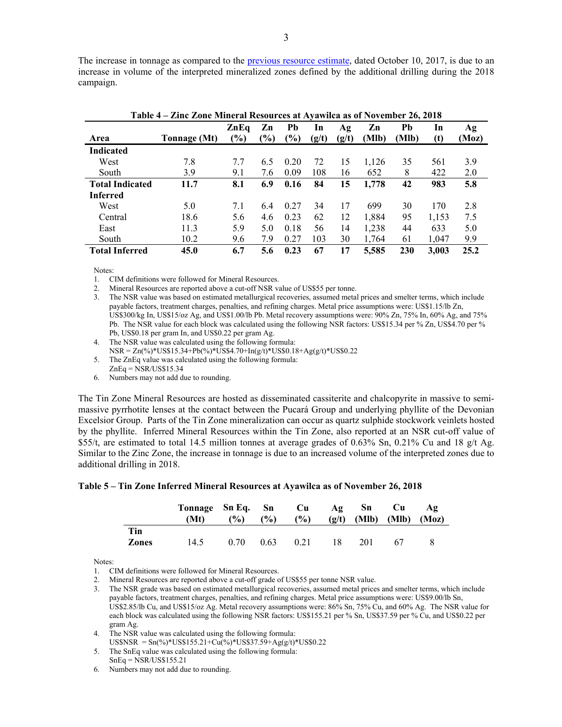The increase in tonnage as compared to the previous resource estimate, dated October 10, 2017, is due to an increase in volume of the interpreted mineralized zones defined by the additional drilling during the 2018 campaign.

**Table 4 – Zinc Zone Mineral Resources at Ayawilca as of November 26, 2018**

| Area | Tonnage (Mt) | ZnEq (%) | Zn (%) | Pb (%) | In (g/t) | Ag (g/t) | Zn (Mlb) | Pb (Mlb) | In (t) | Ag (Moz) |
|---|---|---|---|---|---|---|---|---|---|---|
| **Indicated** | | | | | | | | | | |
| West | 7.8 | 7.7 | 6.5 | 0.20 | 72 | 15 | 1,126 | 35 | 561 | 3.9 |
| South | 3.9 | 9.1 | 7.6 | 0.09 | 108 | 16 | 652 | 8 | 422 | 2.0 |
| **Total Indicated** | **11.7** | **8.1** | **6.9** | **0.16** | **84** | **15** | **1,778** | **42** | **983** | **5.8** |
| **Inferred** | | | | | | | | | | |
| West | 5.0 | 7.1 | 6.4 | 0.27 | 34 | 17 | 699 | 30 | 170 | 2.8 |
| Central | 18.6 | 5.6 | 4.6 | 0.23 | 62 | 12 | 1,884 | 95 | 1,153 | 7.5 |
| East | 11.3 | 5.9 | 5.0 | 0.18 | 56 | 14 | 1,238 | 44 | 633 | 5.0 |
| South | 10.2 | 9.6 | 7.9 | 0.27 | 103 | 30 | 1,764 | 61 | 1,047 | 9.9 |
| **Total Inferred** | **45.0** | **6.7** | **5.6** | **0.23** | **67** | **17** | **5,585** | **230** | **3,003** | **25.2** |

Notes:

1. CIM definitions were followed for Mineral Resources.
2. Mineral Resources are reported above a cut-off NSR value of US$55 per tonne.
3. The NSR value was based on estimated metallurgical recoveries, assumed metal prices and smelter terms, which include payable factors, treatment charges, penalties, and refining charges. Metal price assumptions were: US$1.15/lb Zn, US$300/kg In, US$15/oz Ag, and US$1.00/lb Pb. Metal recovery assumptions were: 90% Zn, 75% In, 60% Ag, and 75% Pb. The NSR value for each block was calculated using the following NSR factors: US$15.34 per % Zn, US$4.70 per % Pb, US$0.18 per gram In, and US$0.22 per gram Ag.
4. The NSR value was calculated using the following formula: NSR = Zn(%)*US$15.34+Pb(%)*US$4.70+In(g/t)*US$0.18+Ag(g/t)*US$0.22
5. The ZnEq value was calculated using the following formula: ZnEq = NSR/US$15.34
6. Numbers may not add due to rounding.

The Tin Zone Mineral Resources are hosted as disseminated cassiterite and chalcopyrite in massive to semi-massive pyrrhotite lenses at the contact between the Pucará Group and underlying phyllite of the Devonian Excelsior Group. Parts of the Tin Zone mineralization can occur as quartz sulphide stockwork veinlets hosted by the phyllite. Inferred Mineral Resources within the Tin Zone, also reported at an NSR cut-off value of $55/t, are estimated to total 14.5 million tonnes at average grades of 0.63% Sn, 0.21% Cu and 18 g/t Ag. Similar to the Zinc Zone, the increase in tonnage is due to an increased volume of the interpreted zones due to additional drilling in 2018.

**Table 5 – Tin Zone Inferred Mineral Resources at Ayawilca as of November 26, 2018**

| | Tonnage (Mt) | Sn Eq. (%) | Sn (%) | Cu (%) | Ag (g/t) | Sn (Mlb) | Cu (Mlb) | Ag (Moz) |
|---|---|---|---|---|---|---|---|---|
| **Tin Zones** | 14.5 | 0.70 | 0.63 | 0.21 | 18 | 201 | 67 | 8 |

Notes:

1. CIM definitions were followed for Mineral Resources.
2. Mineral Resources are reported above a cut-off grade of US$55 per tonne NSR value.
3. The NSR grade was based on estimated metallurgical recoveries, assumed metal prices and smelter terms, which include payable factors, treatment charges, penalties, and refining charges. Metal price assumptions were: US$9.00/lb Sn, US$2.85/lb Cu, and US$15/oz Ag. Metal recovery assumptions were: 86% Sn, 75% Cu, and 60% Ag. The NSR value for each block was calculated using the following NSR factors: US$155.21 per % Sn, US$37.59 per % Cu, and US$0.22 per gram Ag.
4. The NSR value was calculated using the following formula: US$NSR = Sn(%)*US$155.21+Cu(%)*US$37.59+Ag(g/t)*US$0.22
5. The SnEq value was calculated using the following formula: SnEq = NSR/US$155.21
6. Numbers may not add due to rounding.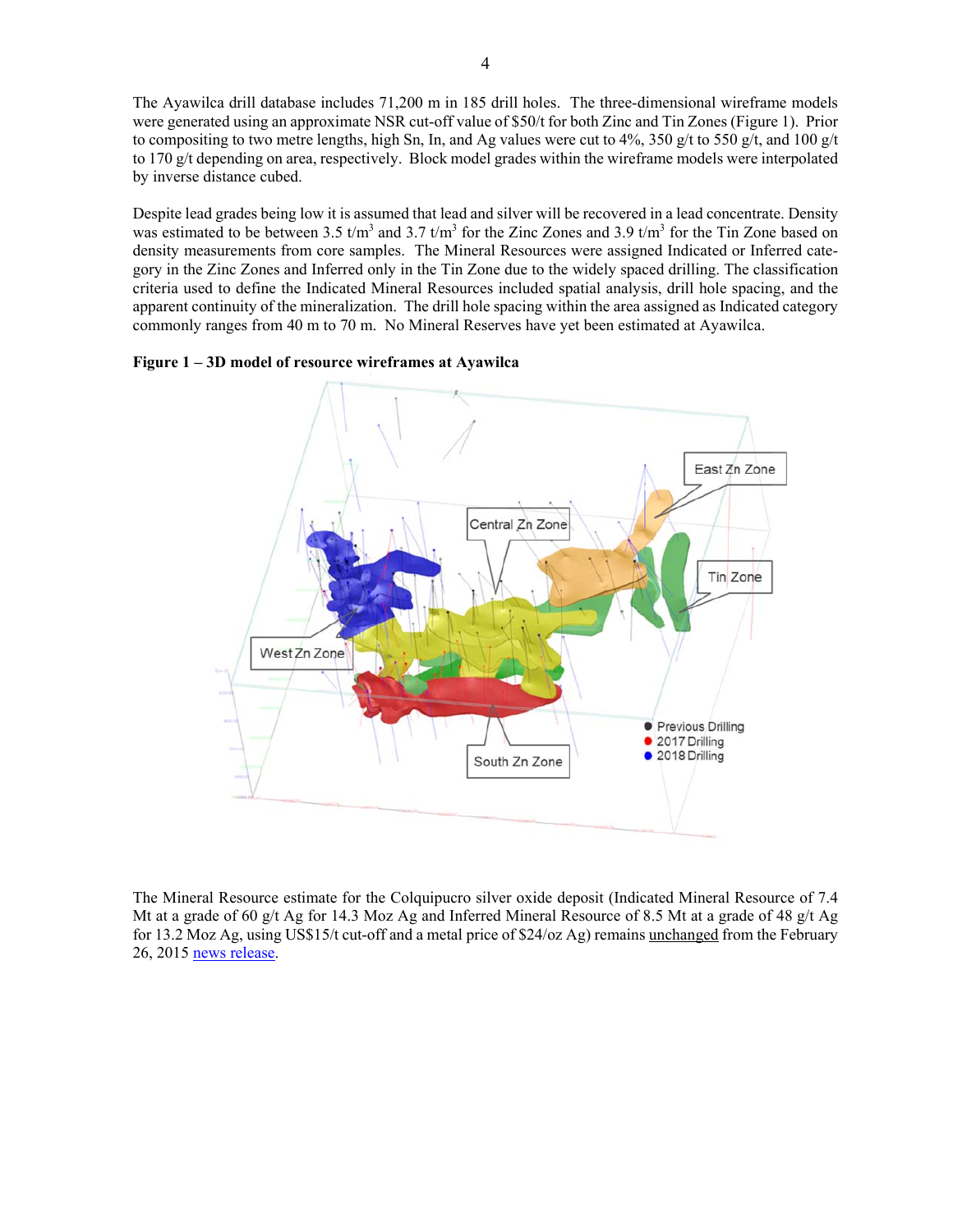The Ayawilca drill database includes 71,200 m in 185 drill holes. The three-dimensional wireframe models were generated using an approximate NSR cut-off value of $50/t for both Zinc and Tin Zones (Figure 1). Prior to compositing to two metre lengths, high Sn, In, and Ag values were cut to 4%, 350 g/t to 550 g/t, and 100 g/t to 170 g/t depending on area, respectively. Block model grades within the wireframe models were interpolated by inverse distance cubed.

Despite lead grades being low it is assumed that lead and silver will be recovered in a lead concentrate. Density was estimated to be between 3.5 t/m$^3$ and 3.7 t/m$^3$ for the Zinc Zones and 3.9 t/m$^3$ for the Tin Zone based on density measurements from core samples. The Mineral Resources were assigned Indicated or Inferred category in the Zinc Zones and Inferred only in the Tin Zone due to the widely spaced drilling. The classification criteria used to define the Indicated Mineral Resources included spatial analysis, drill hole spacing, and the apparent continuity of the mineralization. The drill hole spacing within the area assigned as Indicated category commonly ranges from 40 m to 70 m. No Mineral Reserves have yet been estimated at Ayawilca.

**Figure 1 – 3D model of resource wireframes at Ayawilca**

The Mineral Resource estimate for the Colquipucro silver oxide deposit (Indicated Mineral Resource of 7.4 Mt at a grade of 60 g/t Ag for 14.3 Moz Ag and Inferred Mineral Resource of 8.5 Mt at a grade of 48 g/t Ag for 13.2 Moz Ag, using US$15/t cut-off and a metal price of $24/oz Ag) remains unchanged from the February 26, 2015 news release.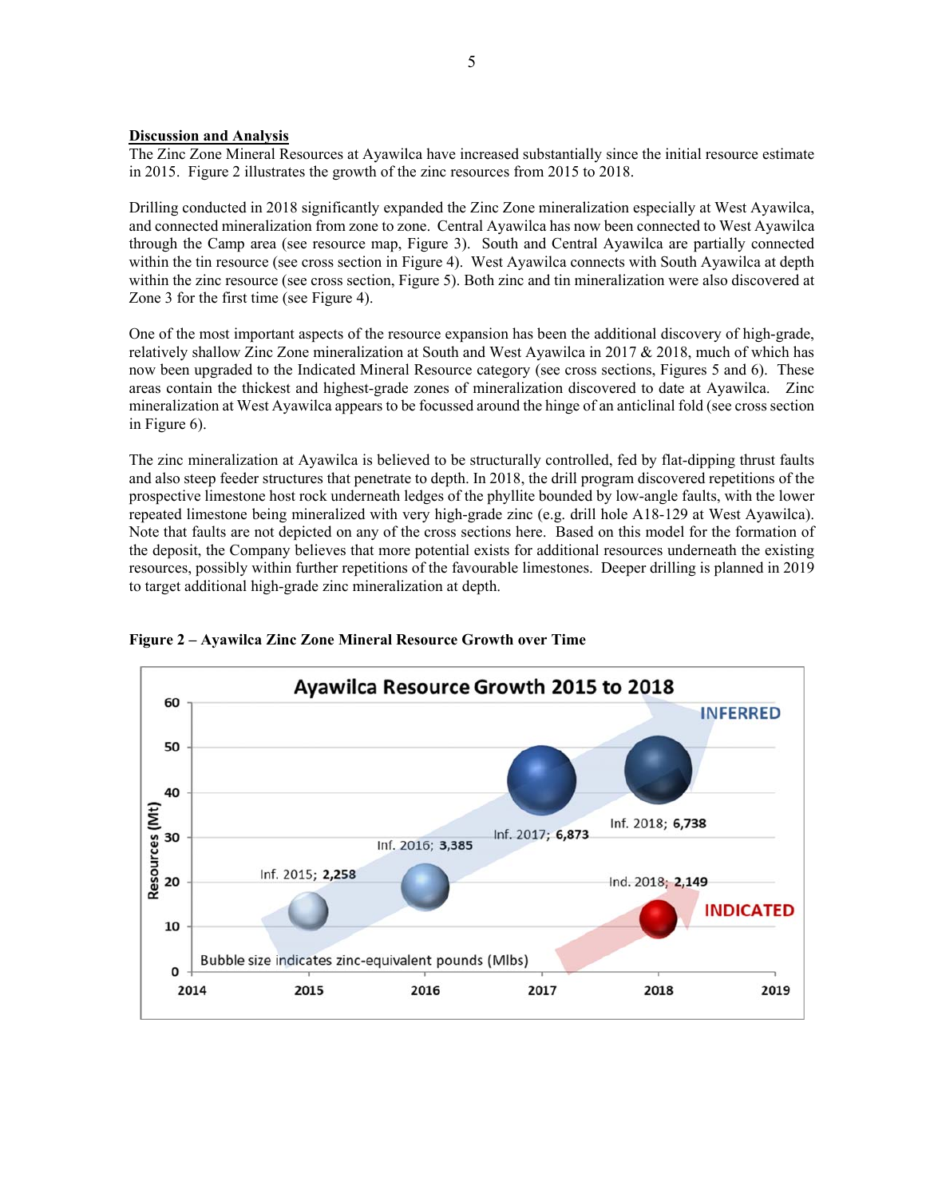**Discussion and Analysis**

The Zinc Zone Mineral Resources at Ayawilca have increased substantially since the initial resource estimate in 2015. Figure 2 illustrates the growth of the zinc resources from 2015 to 2018.

Drilling conducted in 2018 significantly expanded the Zinc Zone mineralization especially at West Ayawilca, and connected mineralization from zone to zone. Central Ayawilca has now been connected to West Ayawilca through the Camp area (see resource map, Figure 3). South and Central Ayawilca are partially connected within the tin resource (see cross section in Figure 4). West Ayawilca connects with South Ayawilca at depth within the zinc resource (see cross section, Figure 5). Both zinc and tin mineralization were also discovered at Zone 3 for the first time (see Figure 4).

One of the most important aspects of the resource expansion has been the additional discovery of high-grade, relatively shallow Zinc Zone mineralization at South and West Ayawilca in 2017 & 2018, much of which has now been upgraded to the Indicated Mineral Resource category (see cross sections, Figures 5 and 6). These areas contain the thickest and highest-grade zones of mineralization discovered to date at Ayawilca. Zinc mineralization at West Ayawilca appears to be focussed around the hinge of an anticlinal fold (see cross section in Figure 6).

The zinc mineralization at Ayawilca is believed to be structurally controlled, fed by flat-dipping thrust faults and also steep feeder structures that penetrate to depth. In 2018, the drill program discovered repetitions of the prospective limestone host rock underneath ledges of the phyllite bounded by low-angle faults, with the lower repeated limestone being mineralized with very high-grade zinc (e.g. drill hole A18-129 at West Ayawilca). Note that faults are not depicted on any of the cross sections here. Based on this model for the formation of the deposit, the Company believes that more potential exists for additional resources underneath the existing resources, possibly within further repetitions of the favourable limestones. Deeper drilling is planned in 2019 to target additional high-grade zinc mineralization at depth.

**Figure 2 – Ayawilca Zinc Zone Mineral Resource Growth over Time**

Ayawilca Resource Growth 2015 to 2018

| Category | Year | Zinc-equivalent pounds (Mlbs) |
|---|---|---|
| Inferred | 2015 | 2,258 |
| Inferred | 2016 | 3,385 |
| Inferred | 2017 | 6,873 |
| Inferred | 2018 | 6,738 |
| Indicated | 2018 | 2,149 |

Y-axis: Resources (Mt); X-axis: 2014–2019. Bubble size indicates zinc-equivalent pounds (Mlbs)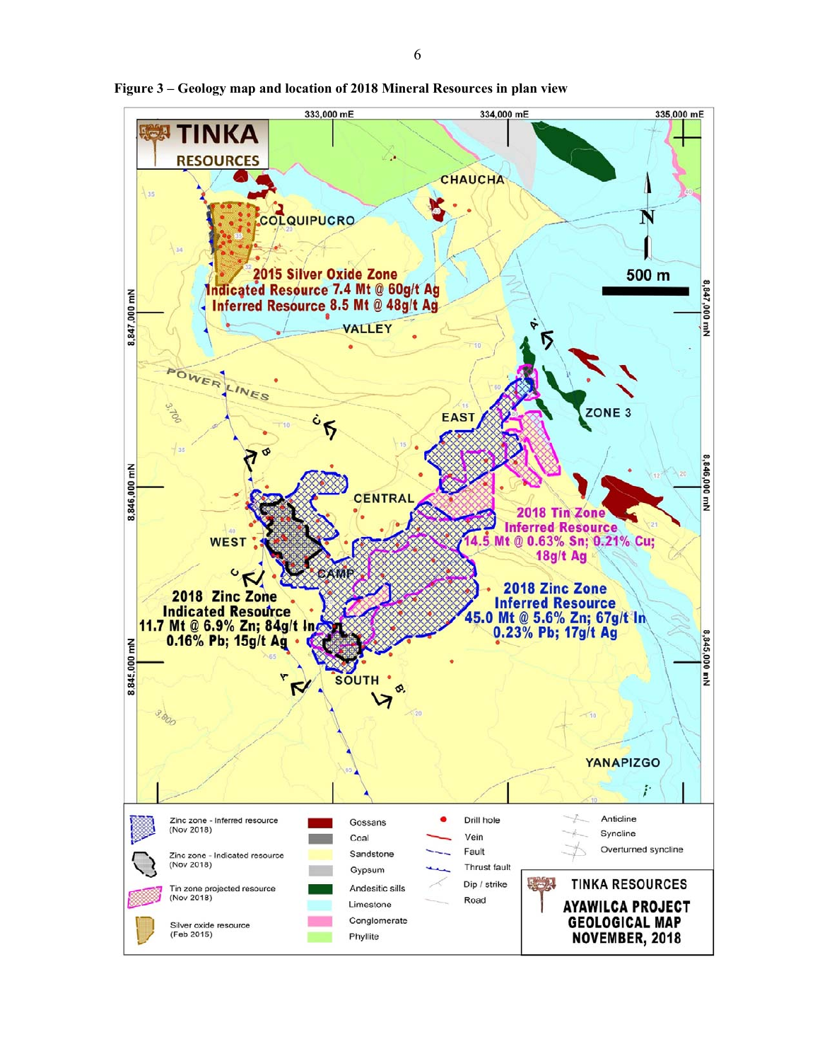**Figure 3 – Geology map and location of 2018 Mineral Resources in plan view**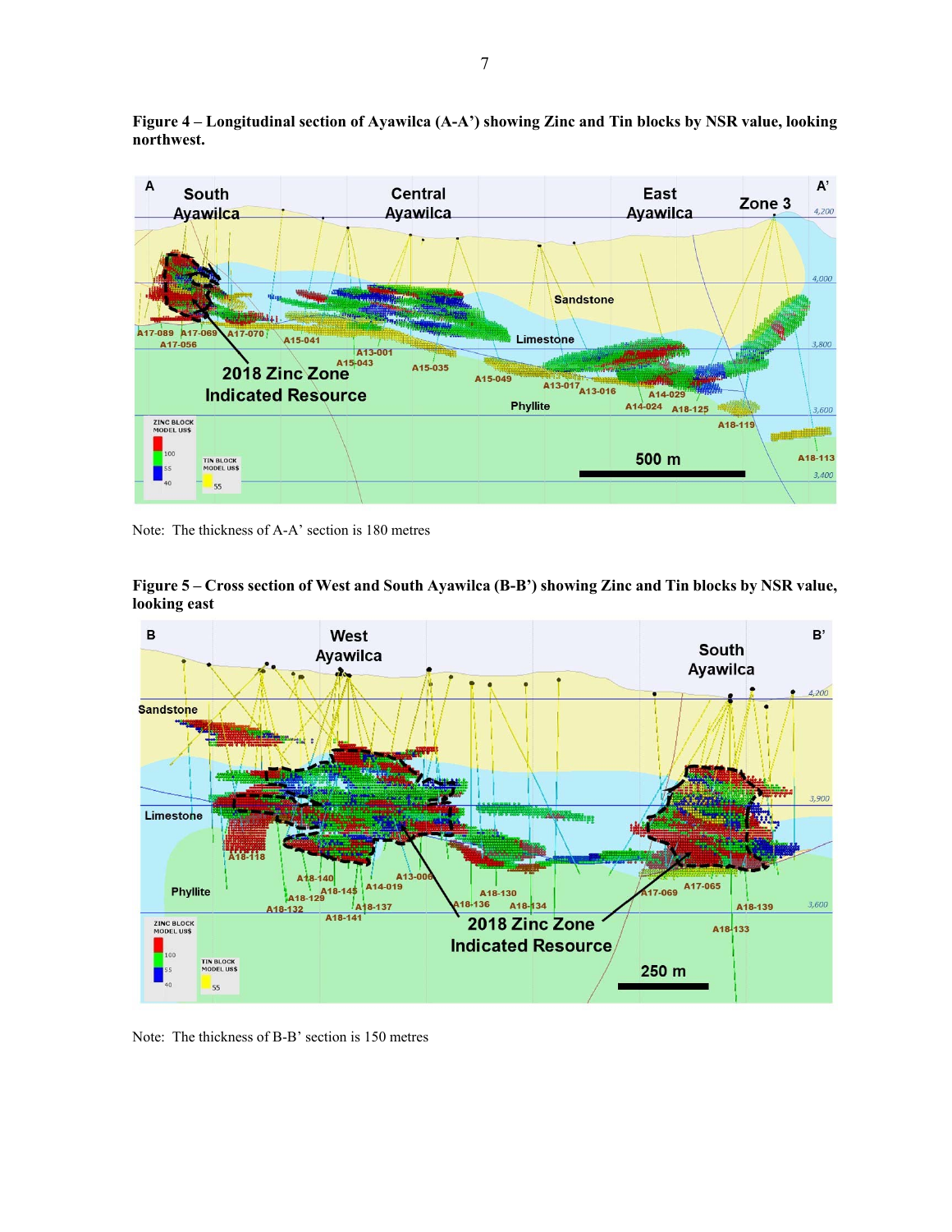**Figure 4 – Longitudinal section of Ayawilca (A-A') showing Zinc and Tin blocks by NSR value, looking northwest.**

Note: The thickness of A-A' section is 180 metres

**Figure 5 – Cross section of West and South Ayawilca (B-B') showing Zinc and Tin blocks by NSR value, looking east**

Note: The thickness of B-B' section is 150 metres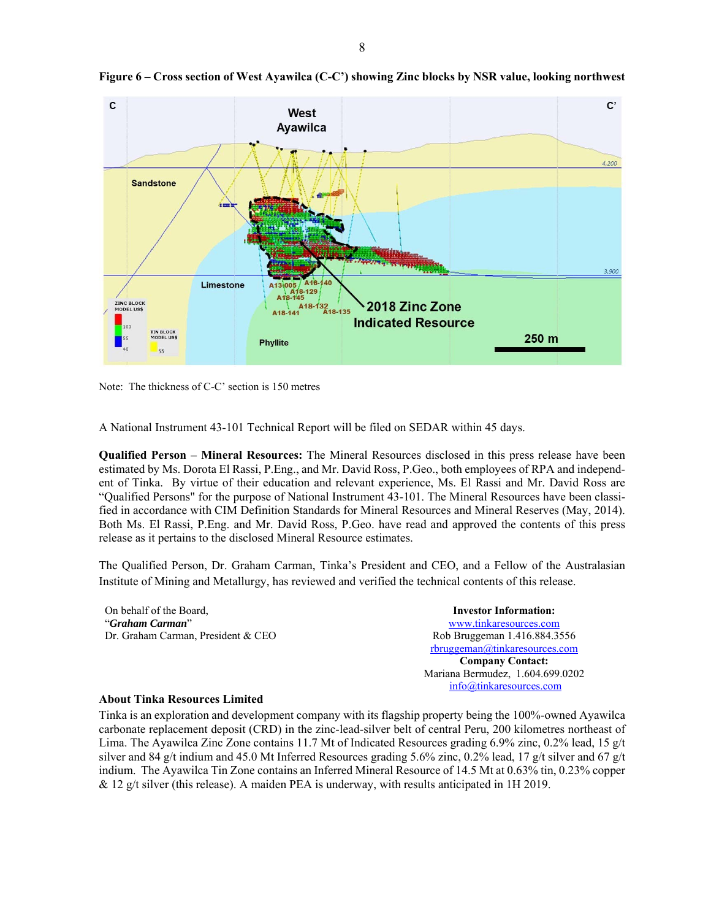**Figure 6 – Cross section of West Ayawilca (C-C') showing Zinc blocks by NSR value, looking northwest**

Note: The thickness of C-C' section is 150 metres

A National Instrument 43-101 Technical Report will be filed on SEDAR within 45 days.

**Qualified Person – Mineral Resources:** The Mineral Resources disclosed in this press release have been estimated by Ms. Dorota El Rassi, P.Eng., and Mr. David Ross, P.Geo., both employees of RPA and independent of Tinka. By virtue of their education and relevant experience, Ms. El Rassi and Mr. David Ross are "Qualified Persons" for the purpose of National Instrument 43-101. The Mineral Resources have been classified in accordance with CIM Definition Standards for Mineral Resources and Mineral Reserves (May, 2014). Both Ms. El Rassi, P.Eng. and Mr. David Ross, P.Geo. have read and approved the contents of this press release as it pertains to the disclosed Mineral Resource estimates.

The Qualified Person, Dr. Graham Carman, Tinka's President and CEO, and a Fellow of the Australasian Institute of Mining and Metallurgy, has reviewed and verified the technical contents of this release.

On behalf of the Board,
"***Graham Carman***"
Dr. Graham Carman, President & CEO

**Investor Information:**
www.tinkaresources.com
Rob Bruggeman 1.416.884.3556
rbruggeman@tinkaresources.com
**Company Contact:**
Mariana Bermudez, 1.604.699.0202
info@tinkaresources.com

**About Tinka Resources Limited**

Tinka is an exploration and development company with its flagship property being the 100%-owned Ayawilca carbonate replacement deposit (CRD) in the zinc-lead-silver belt of central Peru, 200 kilometres northeast of Lima. The Ayawilca Zinc Zone contains 11.7 Mt of Indicated Resources grading 6.9% zinc, 0.2% lead, 15 g/t silver and 84 g/t indium and 45.0 Mt Inferred Resources grading 5.6% zinc, 0.2% lead, 17 g/t silver and 67 g/t indium. The Ayawilca Tin Zone contains an Inferred Mineral Resource of 14.5 Mt at 0.63% tin, 0.23% copper & 12 g/t silver (this release). A maiden PEA is underway, with results anticipated in 1H 2019.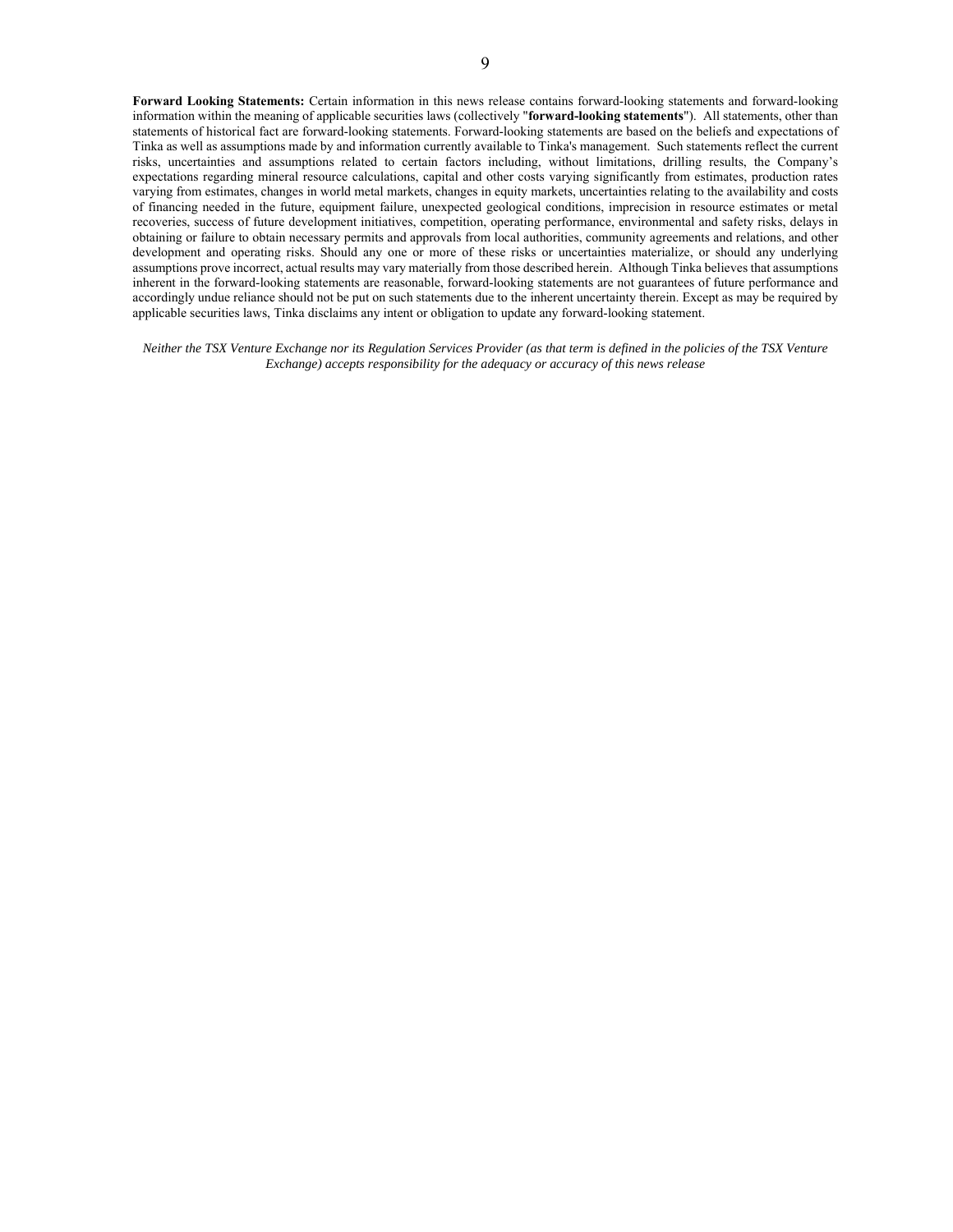**Forward Looking Statements:** Certain information in this news release contains forward-looking statements and forward-looking information within the meaning of applicable securities laws (collectively "**forward-looking statements**"). All statements, other than statements of historical fact are forward-looking statements. Forward-looking statements are based on the beliefs and expectations of Tinka as well as assumptions made by and information currently available to Tinka's management. Such statements reflect the current risks, uncertainties and assumptions related to certain factors including, without limitations, drilling results, the Company's expectations regarding mineral resource calculations, capital and other costs varying significantly from estimates, production rates varying from estimates, changes in world metal markets, changes in equity markets, uncertainties relating to the availability and costs of financing needed in the future, equipment failure, unexpected geological conditions, imprecision in resource estimates or metal recoveries, success of future development initiatives, competition, operating performance, environmental and safety risks, delays in obtaining or failure to obtain necessary permits and approvals from local authorities, community agreements and relations, and other development and operating risks. Should any one or more of these risks or uncertainties materialize, or should any underlying assumptions prove incorrect, actual results may vary materially from those described herein. Although Tinka believes that assumptions inherent in the forward-looking statements are reasonable, forward-looking statements are not guarantees of future performance and accordingly undue reliance should not be put on such statements due to the inherent uncertainty therein. Except as may be required by applicable securities laws, Tinka disclaims any intent or obligation to update any forward-looking statement.

*Neither the TSX Venture Exchange nor its Regulation Services Provider (as that term is defined in the policies of the TSX Venture Exchange) accepts responsibility for the adequacy or accuracy of this news release*